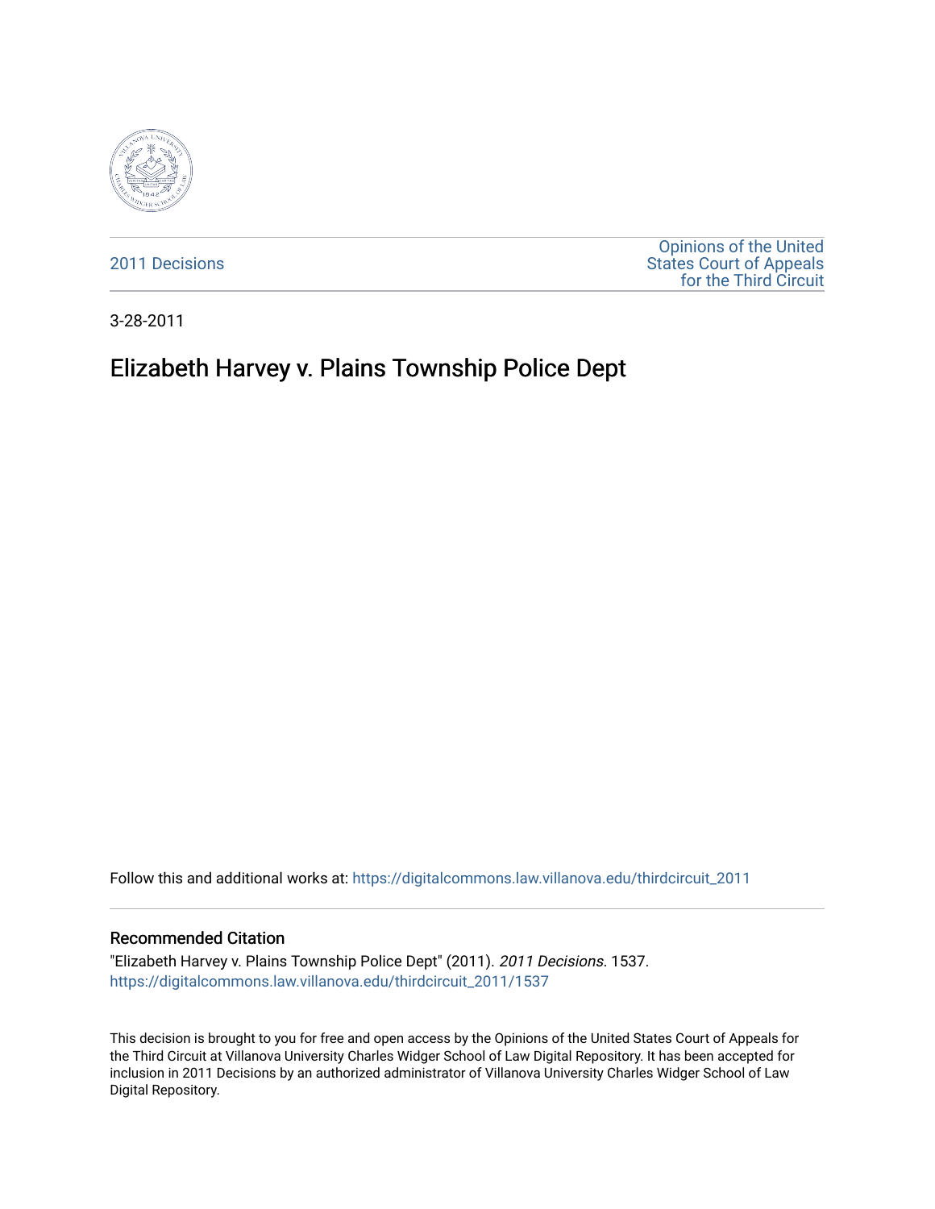2011 Decisions

Opinions of the United States Court of Appeals for the Third Circuit

3-28-2011

# Elizabeth Harvey v. Plains Township Police Dept

Follow this and additional works at: https://digitalcommons.law.villanova.edu/thirdcircuit_2011

### Recommended Citation

"Elizabeth Harvey v. Plains Township Police Dept" (2011). *2011 Decisions*. 1537.
https://digitalcommons.law.villanova.edu/thirdcircuit_2011/1537

This decision is brought to you for free and open access by the Opinions of the United States Court of Appeals for the Third Circuit at Villanova University Charles Widger School of Law Digital Repository. It has been accepted for inclusion in 2011 Decisions by an authorized administrator of Villanova University Charles Widger School of Law Digital Repository.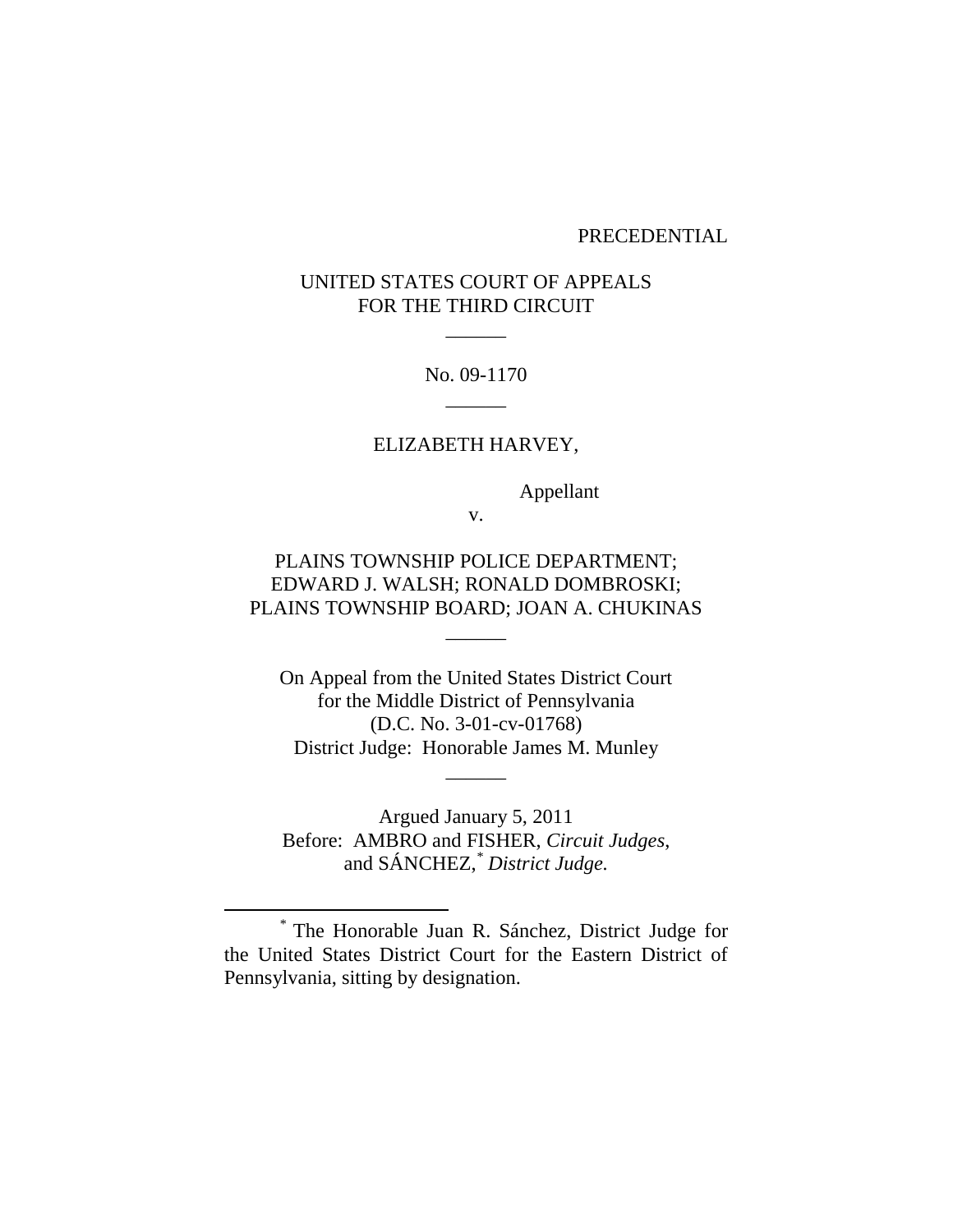PRECEDENTIAL

UNITED STATES COURT OF APPEALS
FOR THE THIRD CIRCUIT

______

No. 09-1170

______

ELIZABETH HARVEY,

Appellant

v.

PLAINS TOWNSHIP POLICE DEPARTMENT;
EDWARD J. WALSH; RONALD DOMBROSKI;
PLAINS TOWNSHIP BOARD; JOAN A. CHUKINAS

______

On Appeal from the United States District Court
for the Middle District of Pennsylvania
(D.C. No. 3-01-cv-01768)
District Judge: Honorable James M. Munley

______

Argued January 5, 2011
Before: AMBRO and FISHER, *Circuit Judges*,
and SÁNCHEZ,* *District Judge.*

---

* The Honorable Juan R. Sánchez, District Judge for the United States District Court for the Eastern District of Pennsylvania, sitting by designation.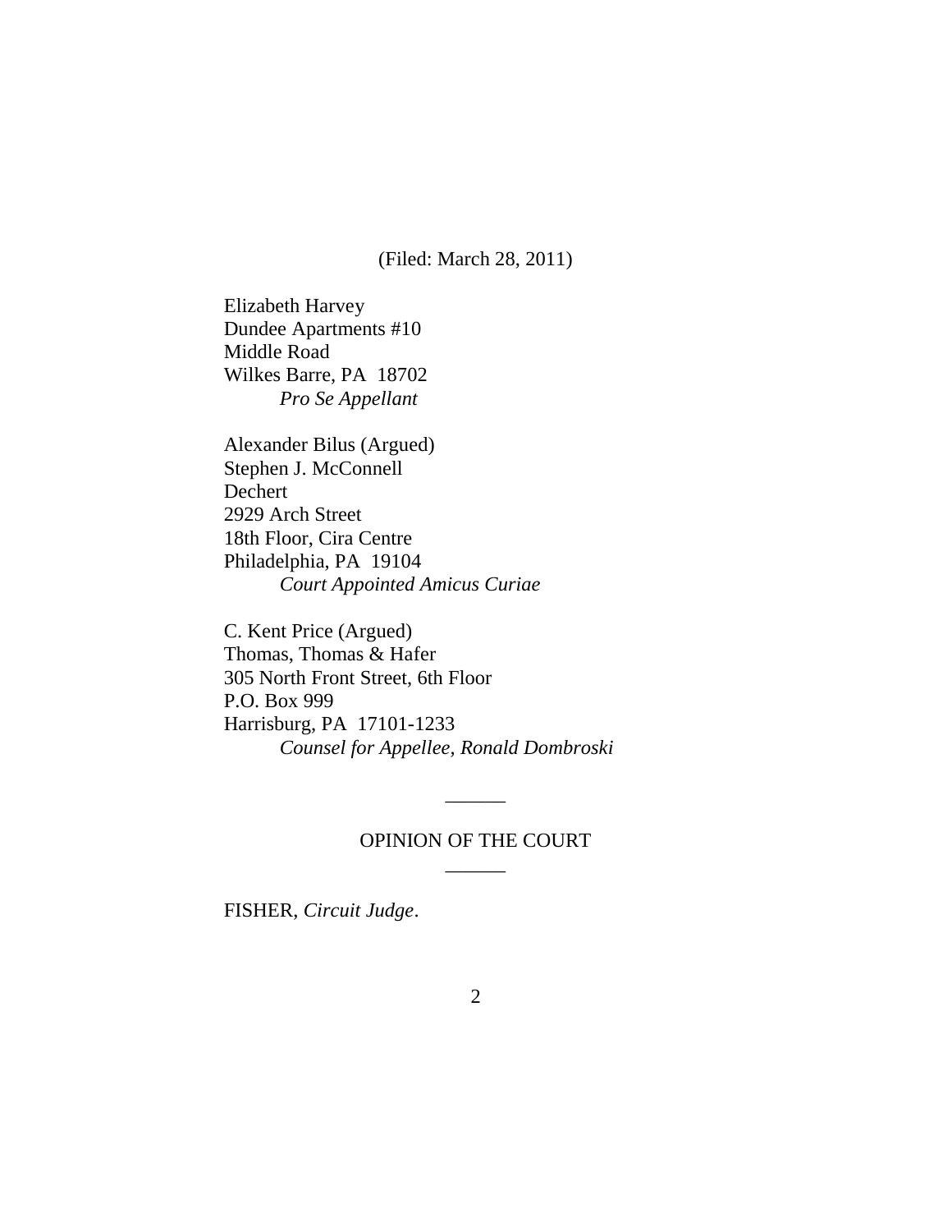(Filed: March 28, 2011)

Elizabeth Harvey
Dundee Apartments #10
Middle Road
Wilkes Barre, PA 18702
*Pro Se Appellant*

Alexander Bilus (Argued)
Stephen J. McConnell
Dechert
2929 Arch Street
18th Floor, Cira Centre
Philadelphia, PA 19104
*Court Appointed Amicus Curiae*

C. Kent Price (Argued)
Thomas, Thomas & Hafer
305 North Front Street, 6th Floor
P.O. Box 999
Harrisburg, PA 17101-1233
*Counsel for Appellee, Ronald Dombroski*

______

OPINION OF THE COURT

______

FISHER, *Circuit Judge*.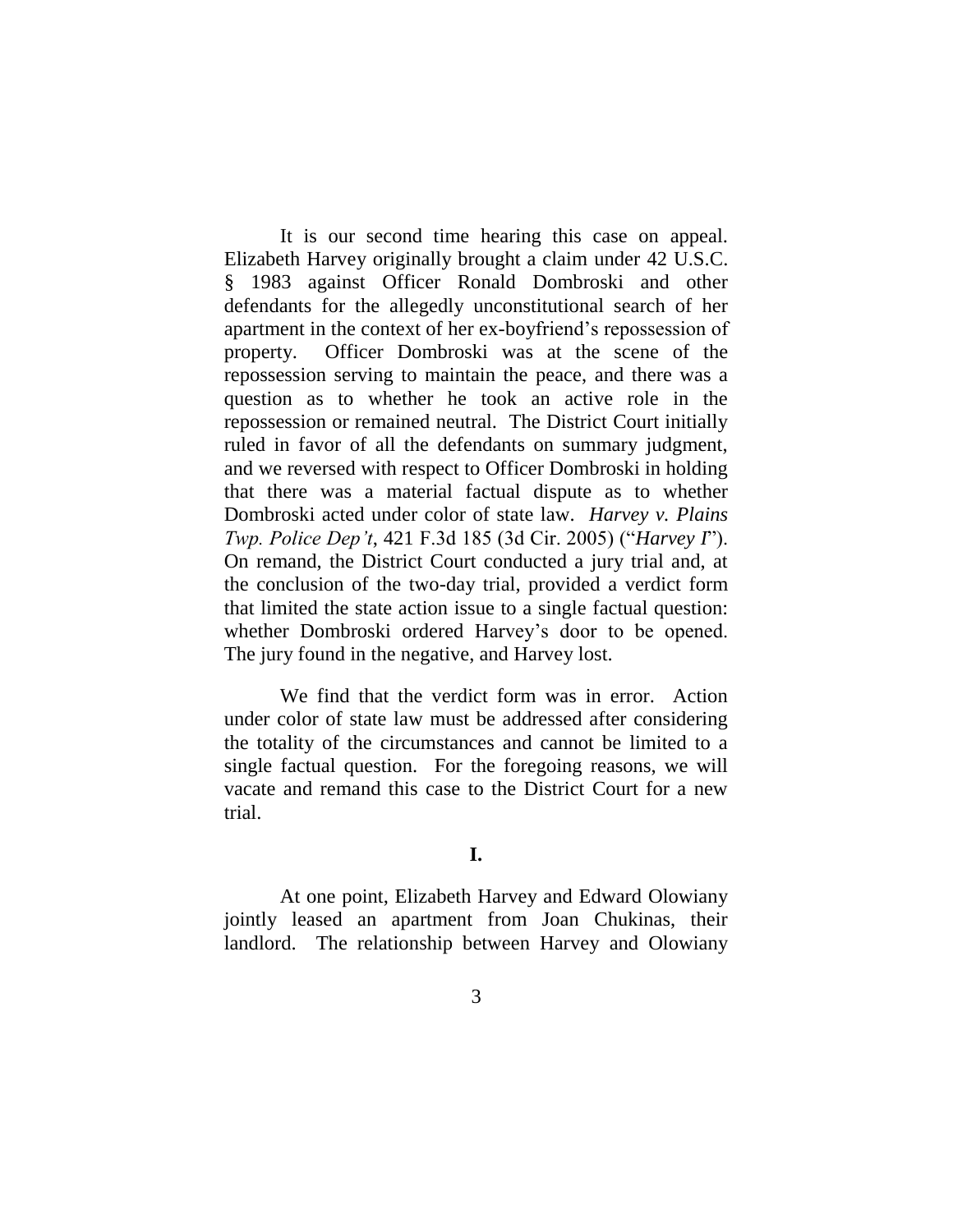It is our second time hearing this case on appeal. Elizabeth Harvey originally brought a claim under 42 U.S.C. § 1983 against Officer Ronald Dombroski and other defendants for the allegedly unconstitutional search of her apartment in the context of her ex-boyfriend's repossession of property. Officer Dombroski was at the scene of the repossession serving to maintain the peace, and there was a question as to whether he took an active role in the repossession or remained neutral. The District Court initially ruled in favor of all the defendants on summary judgment, and we reversed with respect to Officer Dombroski in holding that there was a material factual dispute as to whether Dombroski acted under color of state law. *Harvey v. Plains Twp. Police Dep't*, 421 F.3d 185 (3d Cir. 2005) ("*Harvey I*"). On remand, the District Court conducted a jury trial and, at the conclusion of the two-day trial, provided a verdict form that limited the state action issue to a single factual question: whether Dombroski ordered Harvey's door to be opened. The jury found in the negative, and Harvey lost.

We find that the verdict form was in error. Action under color of state law must be addressed after considering the totality of the circumstances and cannot be limited to a single factual question. For the foregoing reasons, we will vacate and remand this case to the District Court for a new trial.

## I.

At one point, Elizabeth Harvey and Edward Olowiany jointly leased an apartment from Joan Chukinas, their landlord. The relationship between Harvey and Olowiany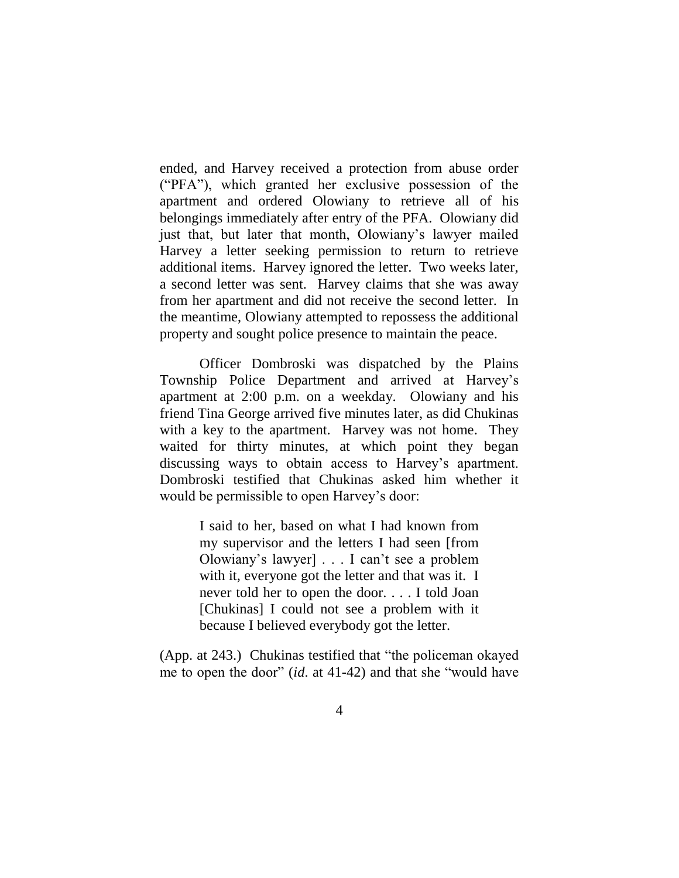ended, and Harvey received a protection from abuse order ("PFA"), which granted her exclusive possession of the apartment and ordered Olowiany to retrieve all of his belongings immediately after entry of the PFA. Olowiany did just that, but later that month, Olowiany's lawyer mailed Harvey a letter seeking permission to return to retrieve additional items. Harvey ignored the letter. Two weeks later, a second letter was sent. Harvey claims that she was away from her apartment and did not receive the second letter. In the meantime, Olowiany attempted to repossess the additional property and sought police presence to maintain the peace.

Officer Dombroski was dispatched by the Plains Township Police Department and arrived at Harvey's apartment at 2:00 p.m. on a weekday. Olowiany and his friend Tina George arrived five minutes later, as did Chukinas with a key to the apartment. Harvey was not home. They waited for thirty minutes, at which point they began discussing ways to obtain access to Harvey's apartment. Dombroski testified that Chukinas asked him whether it would be permissible to open Harvey's door:

> I said to her, based on what I had known from my supervisor and the letters I had seen [from Olowiany's lawyer] . . . I can't see a problem with it, everyone got the letter and that was it. I never told her to open the door. . . . I told Joan [Chukinas] I could not see a problem with it because I believed everybody got the letter.

(App. at 243.) Chukinas testified that "the policeman okayed me to open the door" (*id*. at 41-42) and that she "would have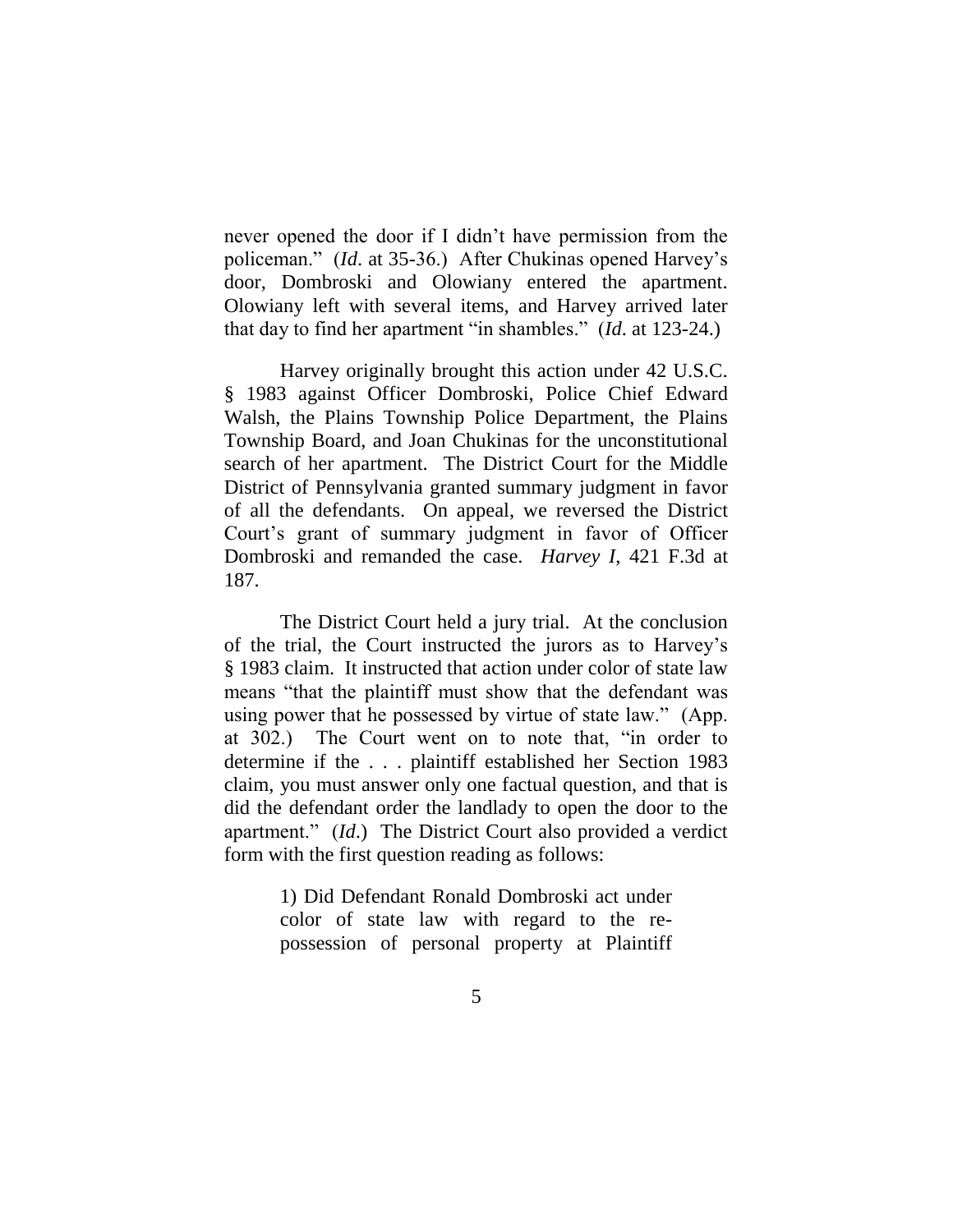never opened the door if I didn't have permission from the policeman." (*Id*. at 35-36.) After Chukinas opened Harvey's door, Dombroski and Olowiany entered the apartment. Olowiany left with several items, and Harvey arrived later that day to find her apartment "in shambles." (*Id*. at 123-24.)

Harvey originally brought this action under 42 U.S.C. § 1983 against Officer Dombroski, Police Chief Edward Walsh, the Plains Township Police Department, the Plains Township Board, and Joan Chukinas for the unconstitutional search of her apartment. The District Court for the Middle District of Pennsylvania granted summary judgment in favor of all the defendants. On appeal, we reversed the District Court's grant of summary judgment in favor of Officer Dombroski and remanded the case. *Harvey I*, 421 F.3d at 187.

The District Court held a jury trial. At the conclusion of the trial, the Court instructed the jurors as to Harvey's § 1983 claim. It instructed that action under color of state law means "that the plaintiff must show that the defendant was using power that he possessed by virtue of state law." (App. at 302.) The Court went on to note that, "in order to determine if the . . . plaintiff established her Section 1983 claim, you must answer only one factual question, and that is did the defendant order the landlady to open the door to the apartment." (*Id*.) The District Court also provided a verdict form with the first question reading as follows:

> 1) Did Defendant Ronald Dombroski act under color of state law with regard to the re-possession of personal property at Plaintiff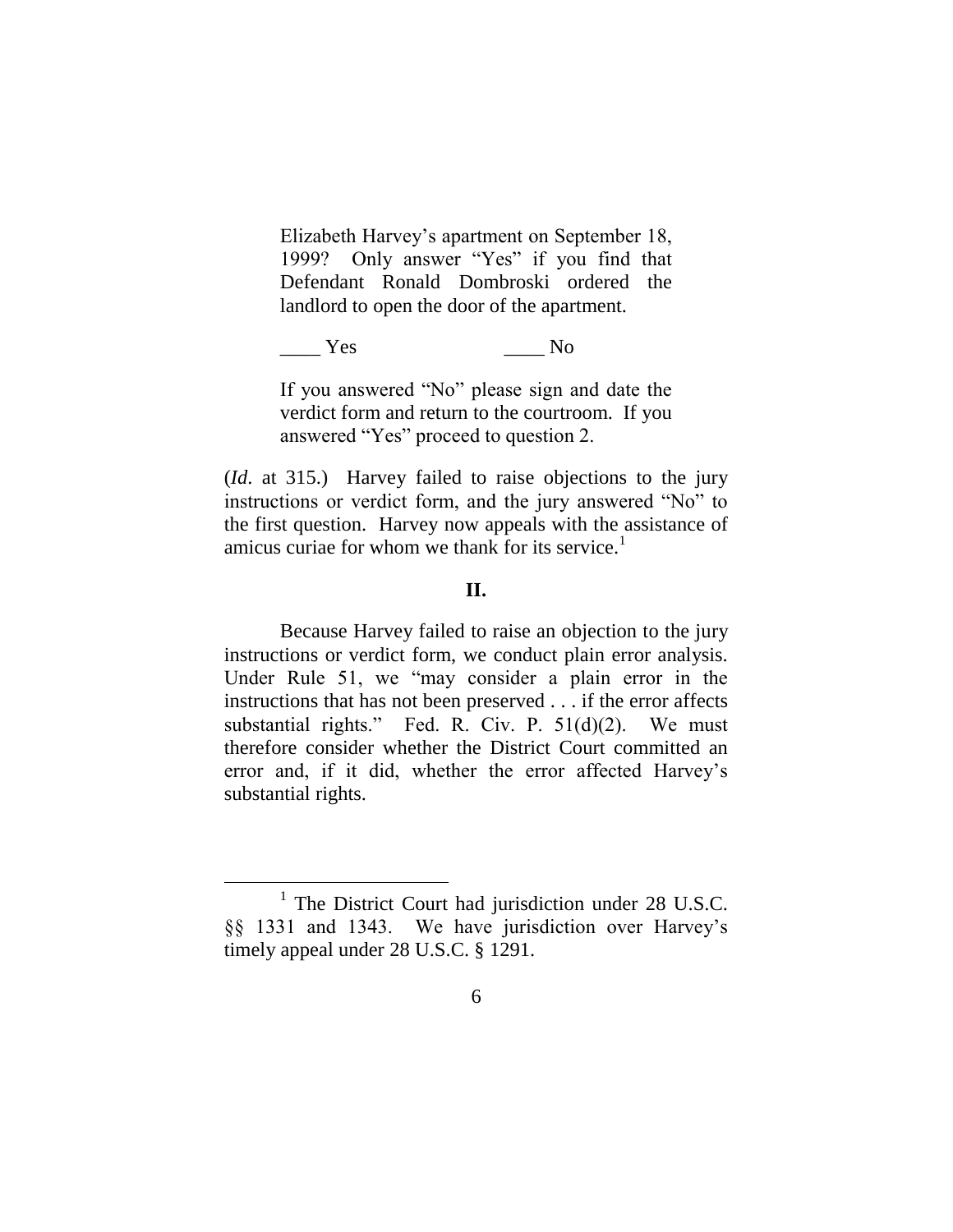> Elizabeth Harvey's apartment on September 18, 1999? Only answer "Yes" if you find that Defendant Ronald Dombroski ordered the landlord to open the door of the apartment.
>
> ____ Yes ____ No
>
> If you answered "No" please sign and date the verdict form and return to the courtroom. If you answered "Yes" proceed to question 2.

(*Id*. at 315.) Harvey failed to raise objections to the jury instructions or verdict form, and the jury answered "No" to the first question. Harvey now appeals with the assistance of amicus curiae for whom we thank for its service.[1]

## II.

Because Harvey failed to raise an objection to the jury instructions or verdict form, we conduct plain error analysis. Under Rule 51, we "may consider a plain error in the instructions that has not been preserved . . . if the error affects substantial rights." Fed. R. Civ. P. 51(d)(2). We must therefore consider whether the District Court committed an error and, if it did, whether the error affected Harvey's substantial rights.

---

[1] The District Court had jurisdiction under 28 U.S.C. §§ 1331 and 1343. We have jurisdiction over Harvey's timely appeal under 28 U.S.C. § 1291.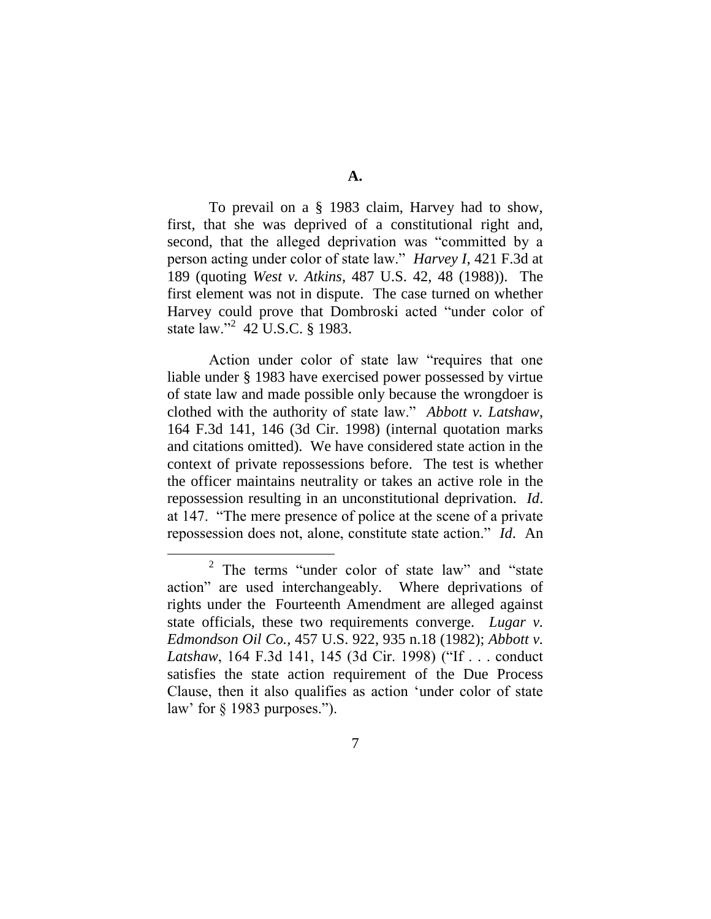### A.

To prevail on a § 1983 claim, Harvey had to show, first, that she was deprived of a constitutional right and, second, that the alleged deprivation was "committed by a person acting under color of state law." *Harvey I*, 421 F.3d at 189 (quoting *West v. Atkins*, 487 U.S. 42, 48 (1988)). The first element was not in dispute. The case turned on whether Harvey could prove that Dombroski acted "under color of state law."[2] 42 U.S.C. § 1983.

Action under color of state law "requires that one liable under § 1983 have exercised power possessed by virtue of state law and made possible only because the wrongdoer is clothed with the authority of state law." *Abbott v. Latshaw*, 164 F.3d 141, 146 (3d Cir. 1998) (internal quotation marks and citations omitted). We have considered state action in the context of private repossessions before. The test is whether the officer maintains neutrality or takes an active role in the repossession resulting in an unconstitutional deprivation. *Id*. at 147. "The mere presence of police at the scene of a private repossession does not, alone, constitute state action." *Id*. An

[2] The terms "under color of state law" and "state action" are used interchangeably. Where deprivations of rights under the Fourteenth Amendment are alleged against state officials, these two requirements converge. *Lugar v. Edmondson Oil Co.*, 457 U.S. 922, 935 n.18 (1982); *Abbott v. Latshaw*, 164 F.3d 141, 145 (3d Cir. 1998) ("If . . . conduct satisfies the state action requirement of the Due Process Clause, then it also qualifies as action 'under color of state law' for § 1983 purposes.").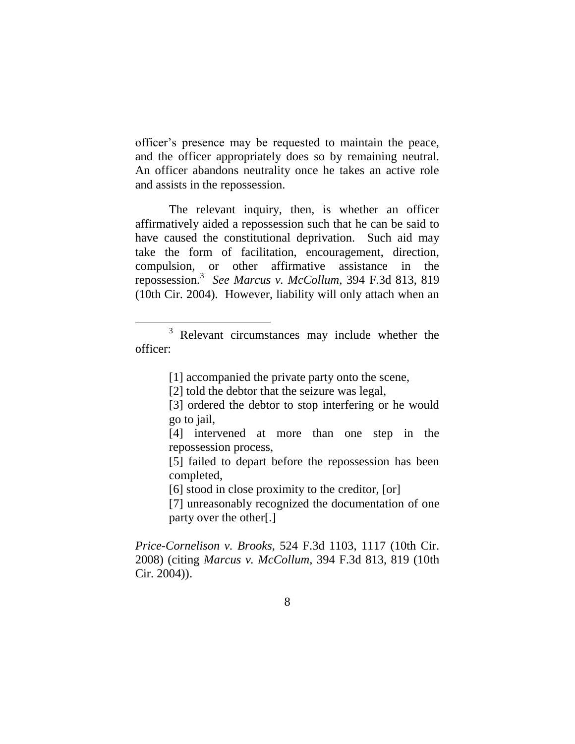officer's presence may be requested to maintain the peace, and the officer appropriately does so by remaining neutral. An officer abandons neutrality once he takes an active role and assists in the repossession.

The relevant inquiry, then, is whether an officer affirmatively aided a repossession such that he can be said to have caused the constitutional deprivation. Such aid may take the form of facilitation, encouragement, direction, compulsion, or other affirmative assistance in the repossession.[3] *See Marcus v. McCollum*, 394 F.3d 813, 819 (10th Cir. 2004). However, liability will only attach when an

---

[3] Relevant circumstances may include whether the officer:

> [1] accompanied the private party onto the scene,
>
> [2] told the debtor that the seizure was legal,
>
> [3] ordered the debtor to stop interfering or he would go to jail,
>
> [4] intervened at more than one step in the repossession process,
>
> [5] failed to depart before the repossession has been completed,
>
> [6] stood in close proximity to the creditor, [or]
>
> [7] unreasonably recognized the documentation of one party over the other[.]

*Price-Cornelison v. Brooks*, 524 F.3d 1103, 1117 (10th Cir. 2008) (citing *Marcus v. McCollum*, 394 F.3d 813, 819 (10th Cir. 2004)).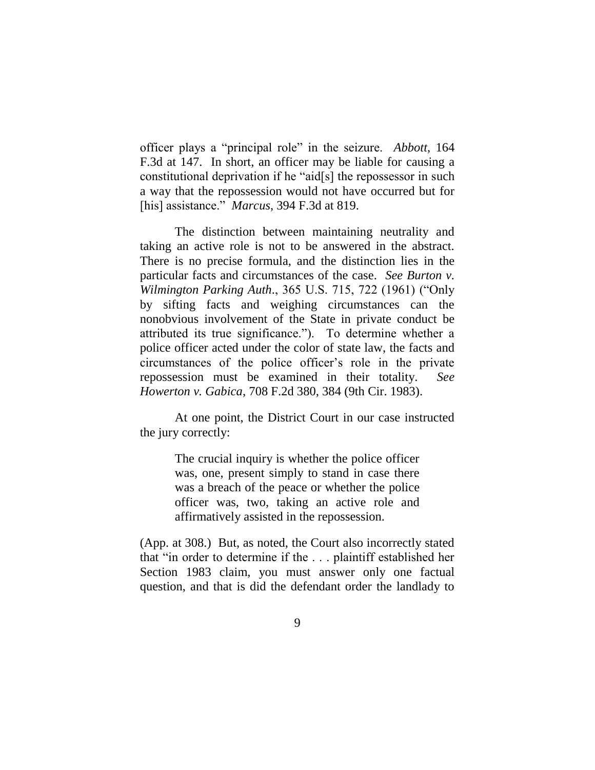officer plays a "principal role" in the seizure. *Abbott*, 164 F.3d at 147. In short, an officer may be liable for causing a constitutional deprivation if he "aid[s] the repossessor in such a way that the repossession would not have occurred but for [his] assistance." *Marcus*, 394 F.3d at 819.

The distinction between maintaining neutrality and taking an active role is not to be answered in the abstract. There is no precise formula, and the distinction lies in the particular facts and circumstances of the case. *See Burton v. Wilmington Parking Auth*., 365 U.S. 715, 722 (1961) ("Only by sifting facts and weighing circumstances can the nonobvious involvement of the State in private conduct be attributed its true significance."). To determine whether a police officer acted under the color of state law, the facts and circumstances of the police officer's role in the private repossession must be examined in their totality. *See Howerton v. Gabica*, 708 F.2d 380, 384 (9th Cir. 1983).

At one point, the District Court in our case instructed the jury correctly:

> The crucial inquiry is whether the police officer was, one, present simply to stand in case there was a breach of the peace or whether the police officer was, two, taking an active role and affirmatively assisted in the repossession.

(App. at 308.) But, as noted, the Court also incorrectly stated that "in order to determine if the . . . plaintiff established her Section 1983 claim, you must answer only one factual question, and that is did the defendant order the landlady to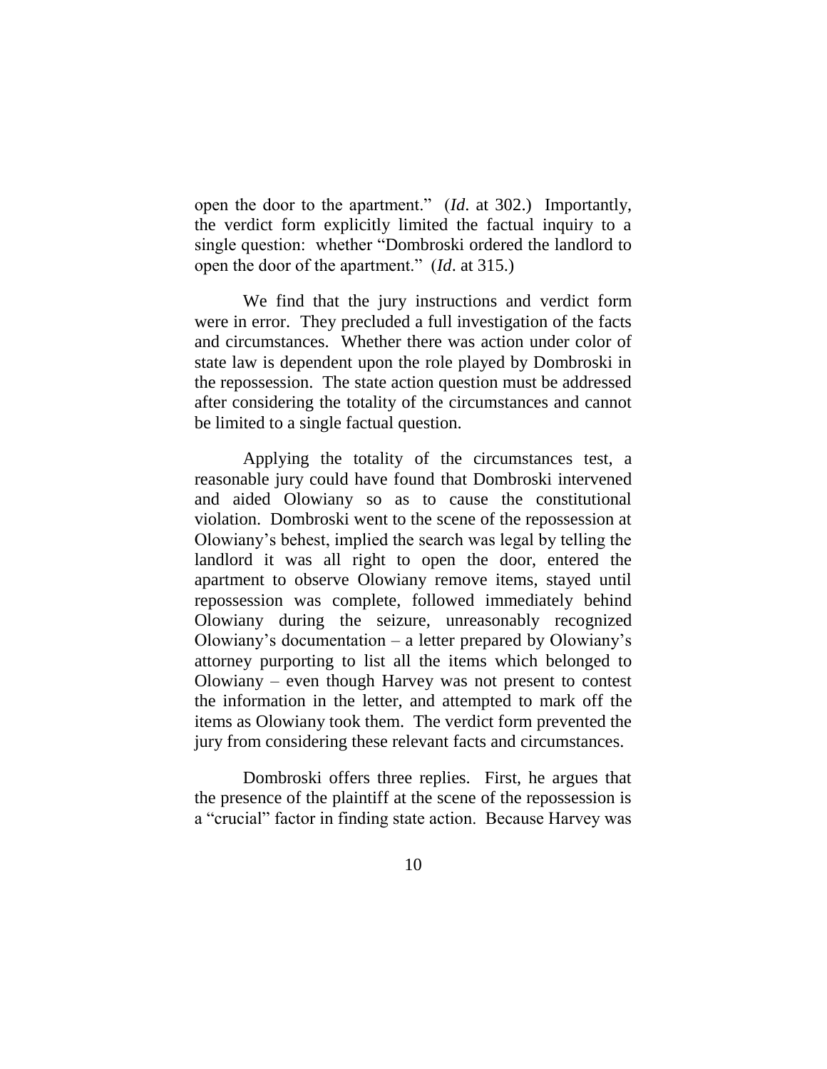open the door to the apartment." (*Id*. at 302.) Importantly, the verdict form explicitly limited the factual inquiry to a single question: whether "Dombroski ordered the landlord to open the door of the apartment." (*Id*. at 315.)

We find that the jury instructions and verdict form were in error. They precluded a full investigation of the facts and circumstances. Whether there was action under color of state law is dependent upon the role played by Dombroski in the repossession. The state action question must be addressed after considering the totality of the circumstances and cannot be limited to a single factual question.

Applying the totality of the circumstances test, a reasonable jury could have found that Dombroski intervened and aided Olowiany so as to cause the constitutional violation. Dombroski went to the scene of the repossession at Olowiany's behest, implied the search was legal by telling the landlord it was all right to open the door, entered the apartment to observe Olowiany remove items, stayed until repossession was complete, followed immediately behind Olowiany during the seizure, unreasonably recognized Olowiany's documentation – a letter prepared by Olowiany's attorney purporting to list all the items which belonged to Olowiany – even though Harvey was not present to contest the information in the letter, and attempted to mark off the items as Olowiany took them. The verdict form prevented the jury from considering these relevant facts and circumstances.

Dombroski offers three replies. First, he argues that the presence of the plaintiff at the scene of the repossession is a "crucial" factor in finding state action. Because Harvey was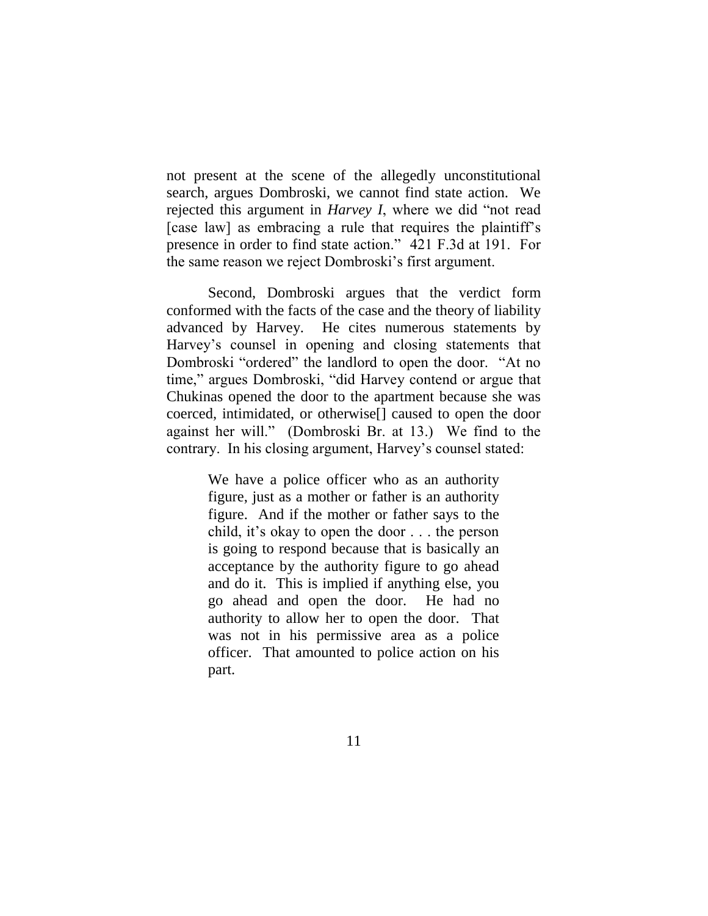not present at the scene of the allegedly unconstitutional search, argues Dombroski, we cannot find state action. We rejected this argument in *Harvey I*, where we did "not read [case law] as embracing a rule that requires the plaintiff's presence in order to find state action." 421 F.3d at 191. For the same reason we reject Dombroski's first argument.

Second, Dombroski argues that the verdict form conformed with the facts of the case and the theory of liability advanced by Harvey. He cites numerous statements by Harvey's counsel in opening and closing statements that Dombroski "ordered" the landlord to open the door. "At no time," argues Dombroski, "did Harvey contend or argue that Chukinas opened the door to the apartment because she was coerced, intimidated, or otherwise[] caused to open the door against her will." (Dombroski Br. at 13.) We find to the contrary. In his closing argument, Harvey's counsel stated:

> We have a police officer who as an authority figure, just as a mother or father is an authority figure. And if the mother or father says to the child, it's okay to open the door . . . the person is going to respond because that is basically an acceptance by the authority figure to go ahead and do it. This is implied if anything else, you go ahead and open the door. He had no authority to allow her to open the door. That was not in his permissive area as a police officer. That amounted to police action on his part.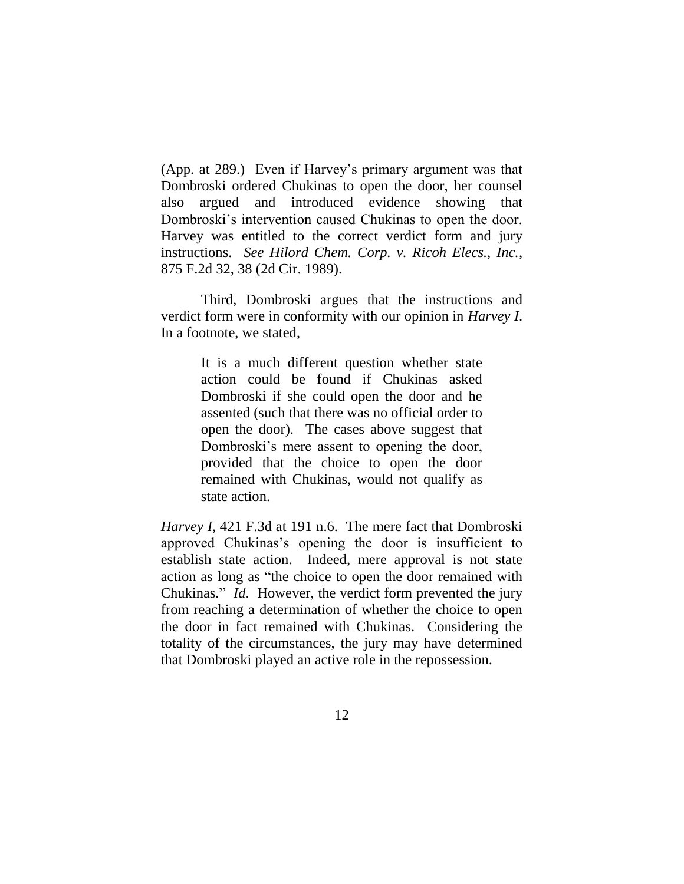(App. at 289.) Even if Harvey's primary argument was that Dombroski ordered Chukinas to open the door, her counsel also argued and introduced evidence showing that Dombroski's intervention caused Chukinas to open the door. Harvey was entitled to the correct verdict form and jury instructions. *See Hilord Chem. Corp. v. Ricoh Elecs., Inc.*, 875 F.2d 32, 38 (2d Cir. 1989).

Third, Dombroski argues that the instructions and verdict form were in conformity with our opinion in *Harvey I*. In a footnote, we stated,

> It is a much different question whether state action could be found if Chukinas asked Dombroski if she could open the door and he assented (such that there was no official order to open the door). The cases above suggest that Dombroski's mere assent to opening the door, provided that the choice to open the door remained with Chukinas, would not qualify as state action.

*Harvey I*, 421 F.3d at 191 n.6. The mere fact that Dombroski approved Chukinas's opening the door is insufficient to establish state action. Indeed, mere approval is not state action as long as "the choice to open the door remained with Chukinas." *Id*. However, the verdict form prevented the jury from reaching a determination of whether the choice to open the door in fact remained with Chukinas. Considering the totality of the circumstances, the jury may have determined that Dombroski played an active role in the repossession.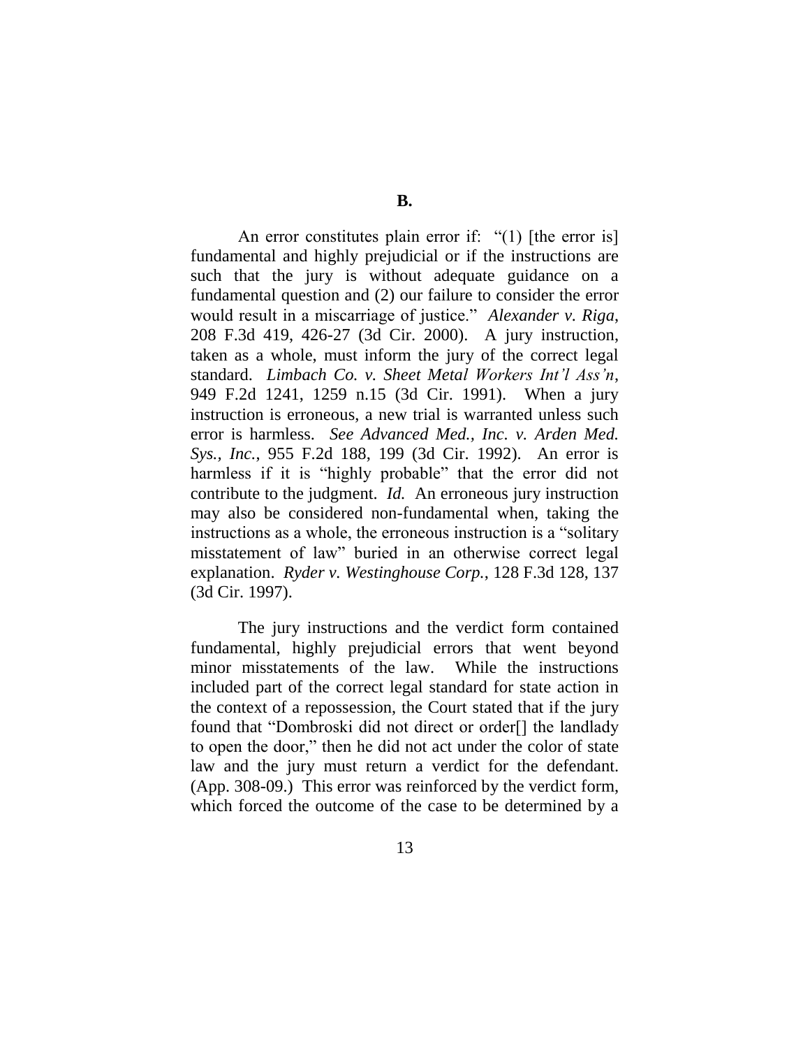## B.

An error constitutes plain error if: "(1) [the error is] fundamental and highly prejudicial or if the instructions are such that the jury is without adequate guidance on a fundamental question and (2) our failure to consider the error would result in a miscarriage of justice." *Alexander v. Riga*, 208 F.3d 419, 426-27 (3d Cir. 2000). A jury instruction, taken as a whole, must inform the jury of the correct legal standard. *Limbach Co. v. Sheet Metal Workers Int'l Ass'n*, 949 F.2d 1241, 1259 n.15 (3d Cir. 1991). When a jury instruction is erroneous, a new trial is warranted unless such error is harmless. *See Advanced Med., Inc. v. Arden Med. Sys., Inc.*, 955 F.2d 188, 199 (3d Cir. 1992). An error is harmless if it is "highly probable" that the error did not contribute to the judgment. *Id.* An erroneous jury instruction may also be considered non-fundamental when, taking the instructions as a whole, the erroneous instruction is a "solitary misstatement of law" buried in an otherwise correct legal explanation. *Ryder v. Westinghouse Corp.*, 128 F.3d 128, 137 (3d Cir. 1997).

The jury instructions and the verdict form contained fundamental, highly prejudicial errors that went beyond minor misstatements of the law. While the instructions included part of the correct legal standard for state action in the context of a repossession, the Court stated that if the jury found that "Dombroski did not direct or order[] the landlady to open the door," then he did not act under the color of state law and the jury must return a verdict for the defendant. (App. 308-09.) This error was reinforced by the verdict form, which forced the outcome of the case to be determined by a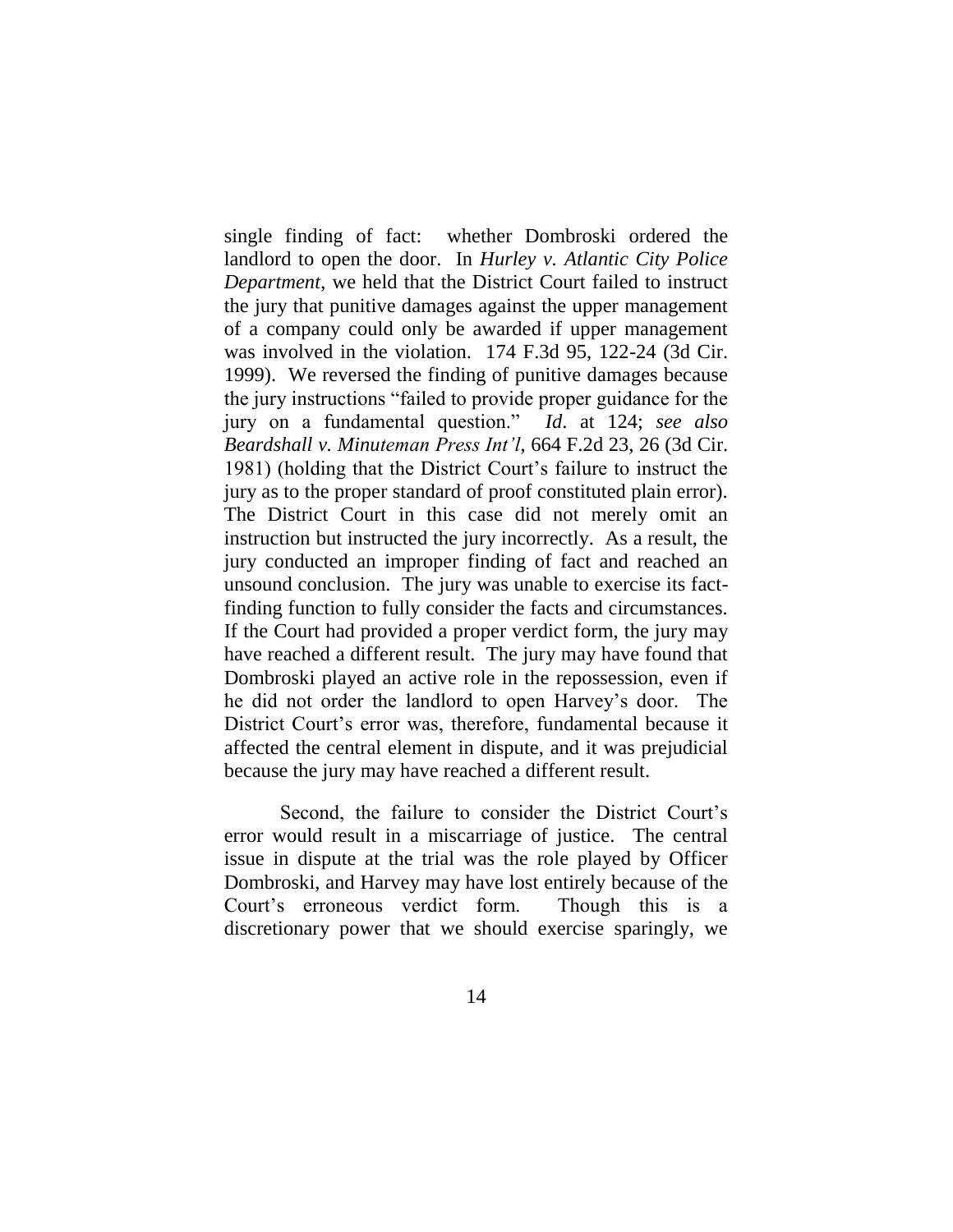single finding of fact: whether Dombroski ordered the landlord to open the door. In *Hurley v. Atlantic City Police Department*, we held that the District Court failed to instruct the jury that punitive damages against the upper management of a company could only be awarded if upper management was involved in the violation. 174 F.3d 95, 122-24 (3d Cir. 1999). We reversed the finding of punitive damages because the jury instructions "failed to provide proper guidance for the jury on a fundamental question." *Id*. at 124; *see also Beardshall v. Minuteman Press Int'l*, 664 F.2d 23, 26 (3d Cir. 1981) (holding that the District Court's failure to instruct the jury as to the proper standard of proof constituted plain error). The District Court in this case did not merely omit an instruction but instructed the jury incorrectly. As a result, the jury conducted an improper finding of fact and reached an unsound conclusion. The jury was unable to exercise its fact-finding function to fully consider the facts and circumstances. If the Court had provided a proper verdict form, the jury may have reached a different result. The jury may have found that Dombroski played an active role in the repossession, even if he did not order the landlord to open Harvey's door. The District Court's error was, therefore, fundamental because it affected the central element in dispute, and it was prejudicial because the jury may have reached a different result.

Second, the failure to consider the District Court's error would result in a miscarriage of justice. The central issue in dispute at the trial was the role played by Officer Dombroski, and Harvey may have lost entirely because of the Court's erroneous verdict form. Though this is a discretionary power that we should exercise sparingly, we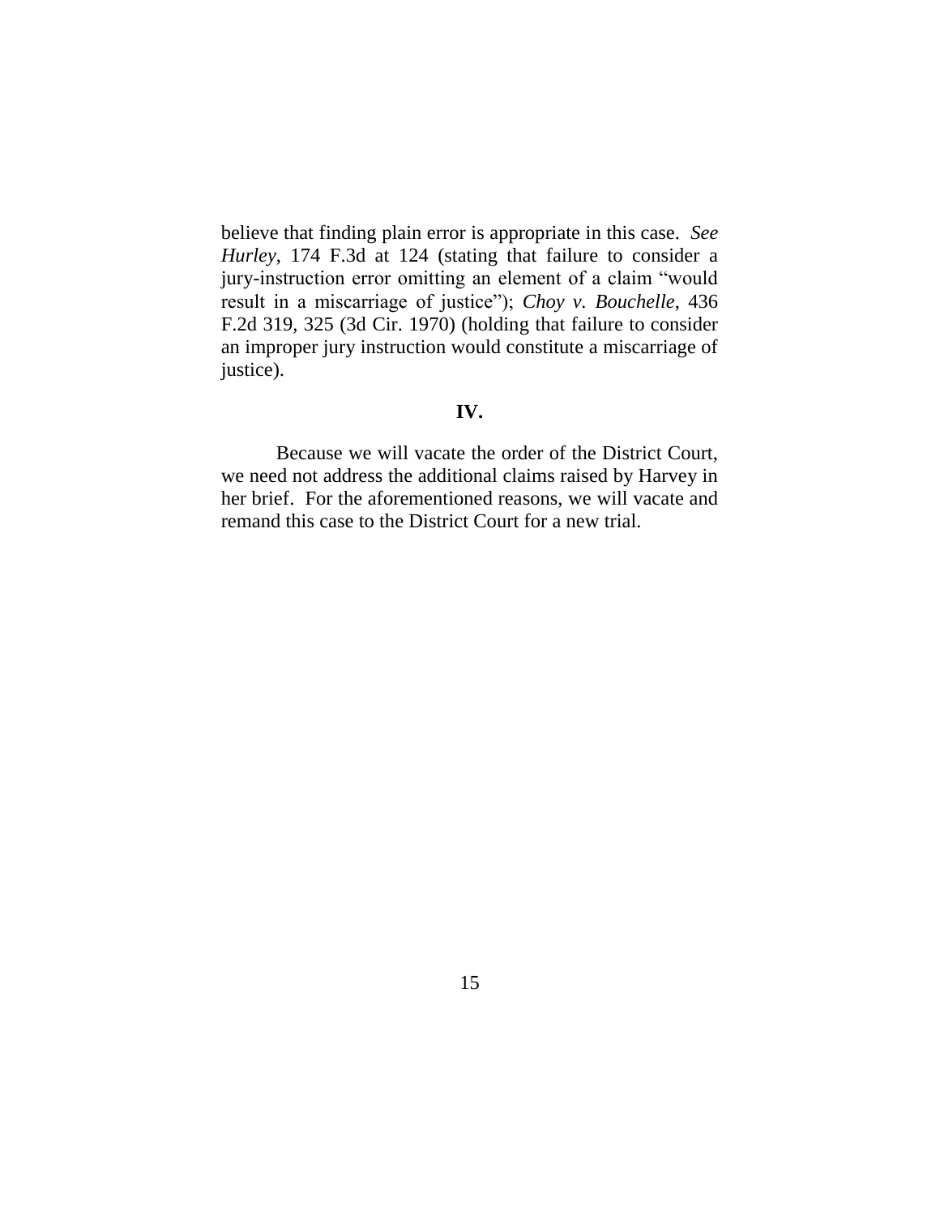believe that finding plain error is appropriate in this case. *See Hurley*, 174 F.3d at 124 (stating that failure to consider a jury-instruction error omitting an element of a claim "would result in a miscarriage of justice"); *Choy v. Bouchelle*, 436 F.2d 319, 325 (3d Cir. 1970) (holding that failure to consider an improper jury instruction would constitute a miscarriage of justice).

## IV.

Because we will vacate the order of the District Court, we need not address the additional claims raised by Harvey in her brief. For the aforementioned reasons, we will vacate and remand this case to the District Court for a new trial.